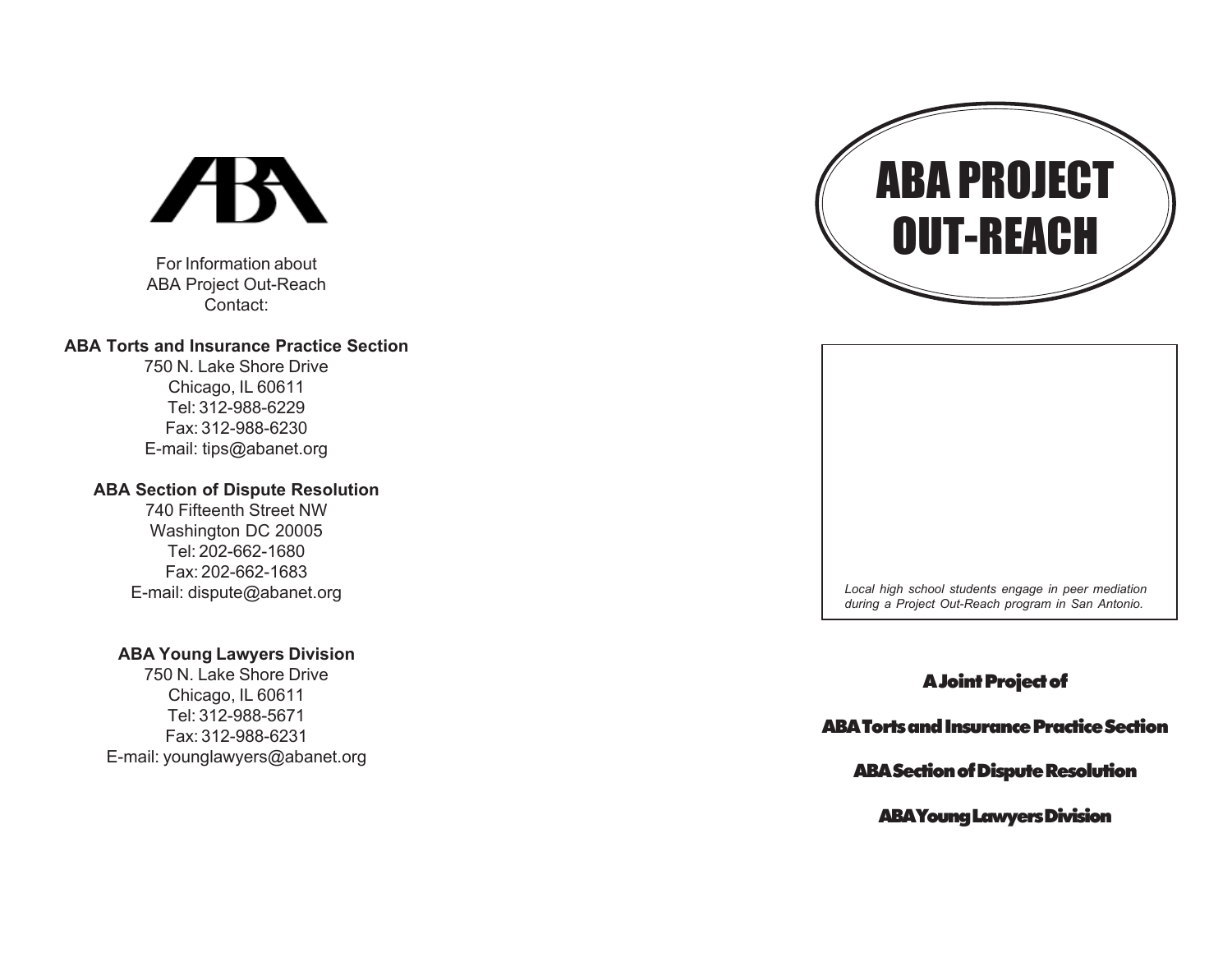For Information about
ABA Project Out-Reach
Contact:

**ABA Torts and Insurance Practice Section**
750 N. Lake Shore Drive
Chicago, IL 60611
Tel: 312-988-6229
Fax: 312-988-6230
E-mail: tips@abanet.org

**ABA Section of Dispute Resolution**
740 Fifteenth Street NW
Washington DC 20005
Tel: 202-662-1680
Fax: 202-662-1683
E-mail: dispute@abanet.org

**ABA Young Lawyers Division**
750 N. Lake Shore Drive
Chicago, IL 60611
Tel: 312-988-5671
Fax: 312-988-6231
E-mail: younglawyers@abanet.org

# ABA PROJECT OUT-REACH

*Local high school students engage in peer mediation during a Project Out-Reach program in San Antonio.*

**A Joint Project of**

**ABA Torts and Insurance Practice Section**

**ABA Section of Dispute Resolution**

**ABA Young Lawyers Division**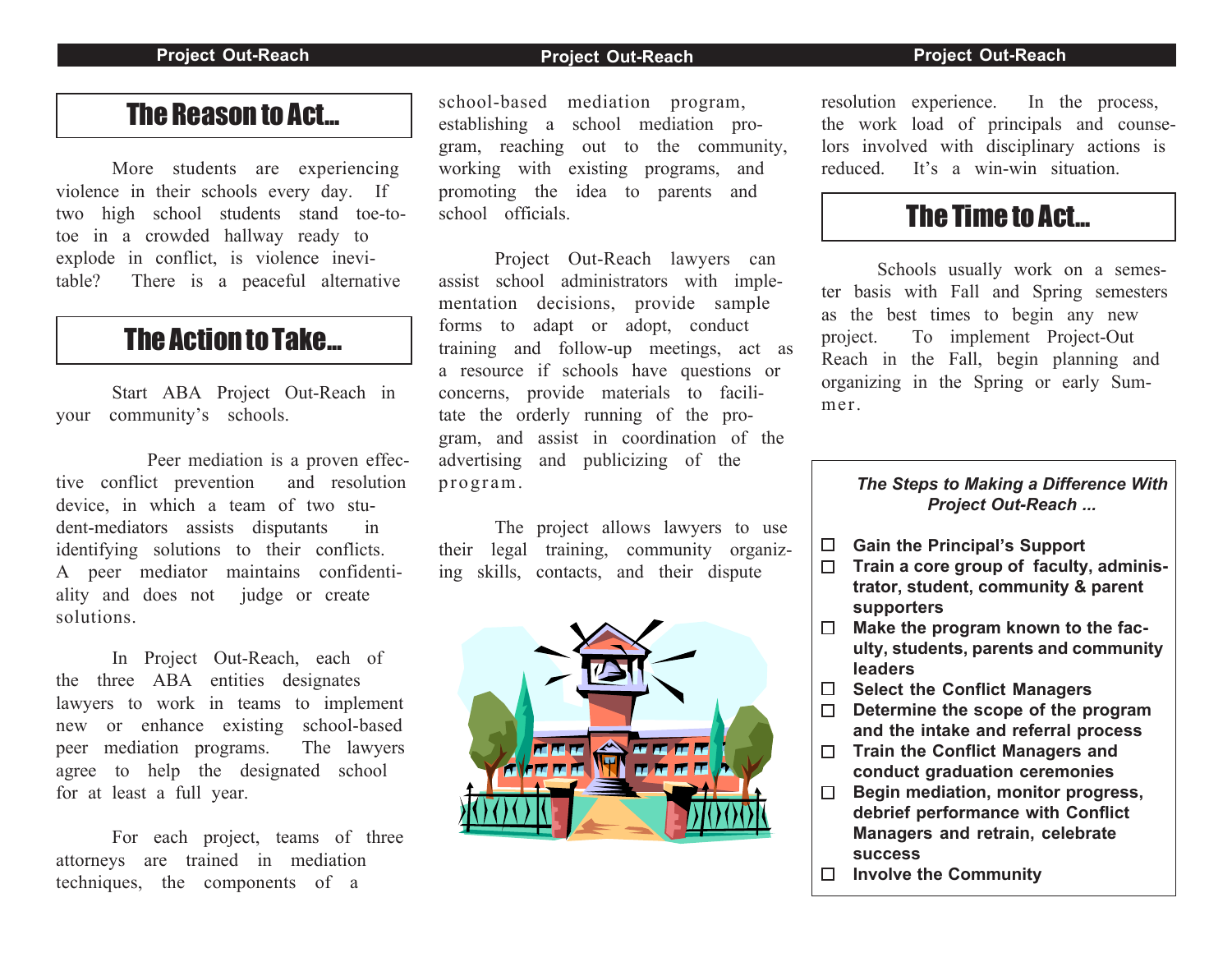## The Reason to Act...

More students are experiencing violence in their schools every day. If two high school students stand toe-to-toe in a crowded hallway ready to explode in conflict, is violence inevitable? There is a peaceful alternative

## The Action to Take...

Start ABA Project Out-Reach in your community's schools.

Peer mediation is a proven effective conflict prevention and resolution device, in which a team of two student-mediators assists disputants in identifying solutions to their conflicts. A peer mediator maintains confidentiality and does not judge or create solutions.

In Project Out-Reach, each of the three ABA entities designates lawyers to work in teams to implement new or enhance existing school-based peer mediation programs. The lawyers agree to help the designated school for at least a full year.

For each project, teams of three attorneys are trained in mediation techniques, the components of a school-based mediation program, establishing a school mediation program, reaching out to the community, working with existing programs, and promoting the idea to parents and school officials.

Project Out-Reach lawyers can assist school administrators with implementation decisions, provide sample forms to adapt or adopt, conduct training and follow-up meetings, act as a resource if schools have questions or concerns, provide materials to facilitate the orderly running of the program, and assist in coordination of the advertising and publicizing of the program.

The project allows lawyers to use their legal training, community organizing skills, contacts, and their dispute resolution experience. In the process, the work load of principals and counselors involved with disciplinary actions is reduced. It's a win-win situation.

## The Time to Act...

Schools usually work on a semester basis with Fall and Spring semesters as the best times to begin any new project. To implement Project-Out Reach in the Fall, begin planning and organizing in the Spring or early Summer.

***The Steps to Making a Difference With Project Out-Reach ...***

- ☐ **Gain the Principal's Support**
- ☐ **Train a core group of faculty, administrator, student, community & parent supporters**
- ☐ **Make the program known to the faculty, students, parents and community leaders**
- ☐ **Select the Conflict Managers**
- ☐ **Determine the scope of the program and the intake and referral process**
- ☐ **Train the Conflict Managers and conduct graduation ceremonies**
- ☐ **Begin mediation, monitor progress, debrief performance with Conflict Managers and retrain, celebrate success**
- ☐ **Involve the Community**